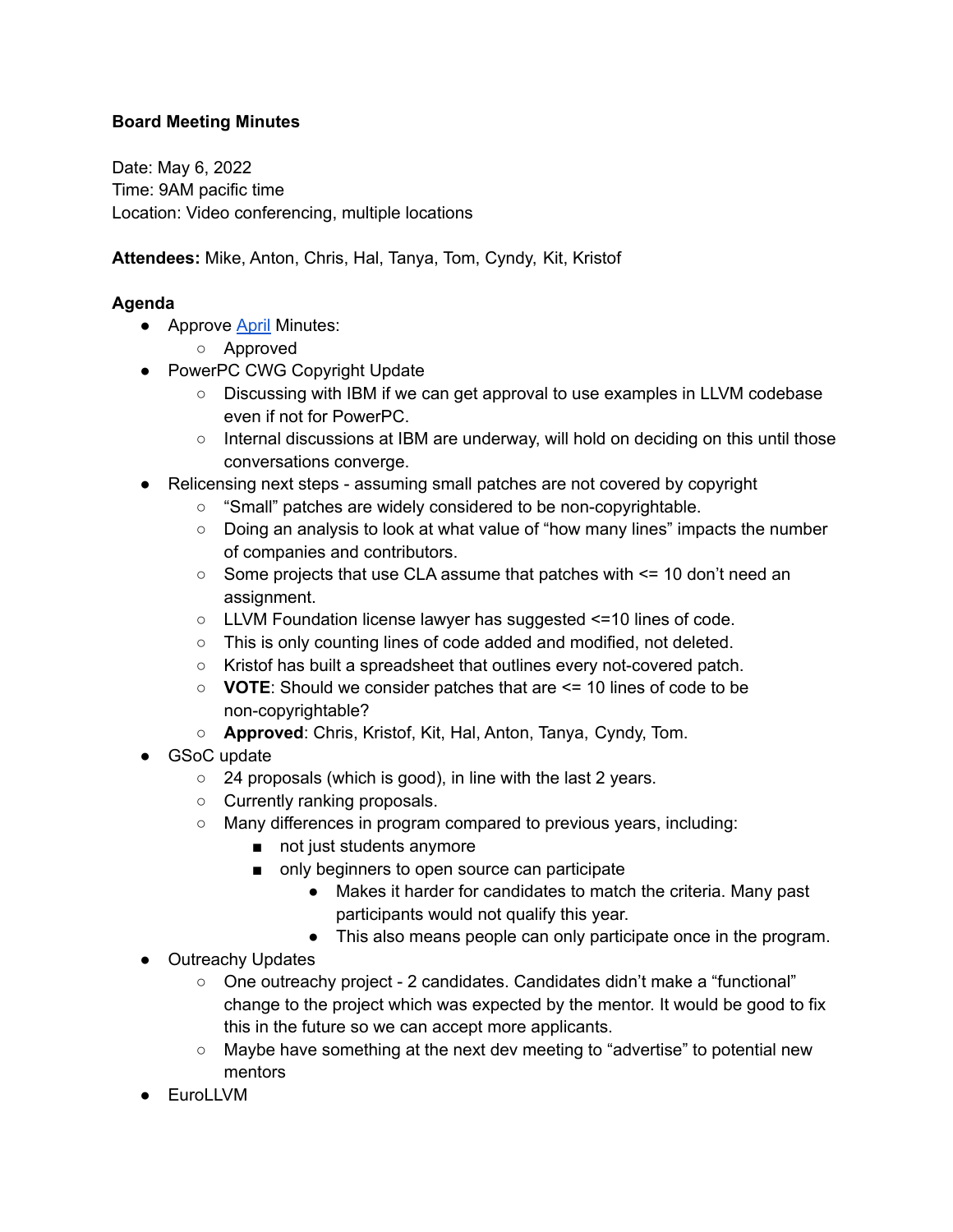**Board Meeting Minutes**

Date: May 6, 2022
Time: 9AM pacific time
Location: Video conferencing, multiple locations

**Attendees:** Mike, Anton, Chris, Hal, Tanya, Tom, Cyndy, Kit, Kristof

**Agenda**

- Approve April Minutes:
  - Approved
- PowerPC CWG Copyright Update
  - Discussing with IBM if we can get approval to use examples in LLVM codebase even if not for PowerPC.
  - Internal discussions at IBM are underway, will hold on deciding on this until those conversations converge.
- Relicensing next steps - assuming small patches are not covered by copyright
  - "Small" patches are widely considered to be non-copyrightable.
  - Doing an analysis to look at what value of "how many lines" impacts the number of companies and contributors.
  - Some projects that use CLA assume that patches with <= 10 don't need an assignment.
  - LLVM Foundation license lawyer has suggested <=10 lines of code.
  - This is only counting lines of code added and modified, not deleted.
  - Kristof has built a spreadsheet that outlines every not-covered patch.
  - **VOTE**: Should we consider patches that are <= 10 lines of code to be non-copyrightable?
  - **Approved**: Chris, Kristof, Kit, Hal, Anton, Tanya, Cyndy, Tom.
- GSoC update
  - 24 proposals (which is good), in line with the last 2 years.
  - Currently ranking proposals.
  - Many differences in program compared to previous years, including:
    - not just students anymore
    - only beginners to open source can participate
      - Makes it harder for candidates to match the criteria. Many past participants would not qualify this year.
      - This also means people can only participate once in the program.
- Outreachy Updates
  - One outreachy project - 2 candidates. Candidates didn't make a "functional" change to the project which was expected by the mentor. It would be good to fix this in the future so we can accept more applicants.
  - Maybe have something at the next dev meeting to "advertise" to potential new mentors
- EuroLLVM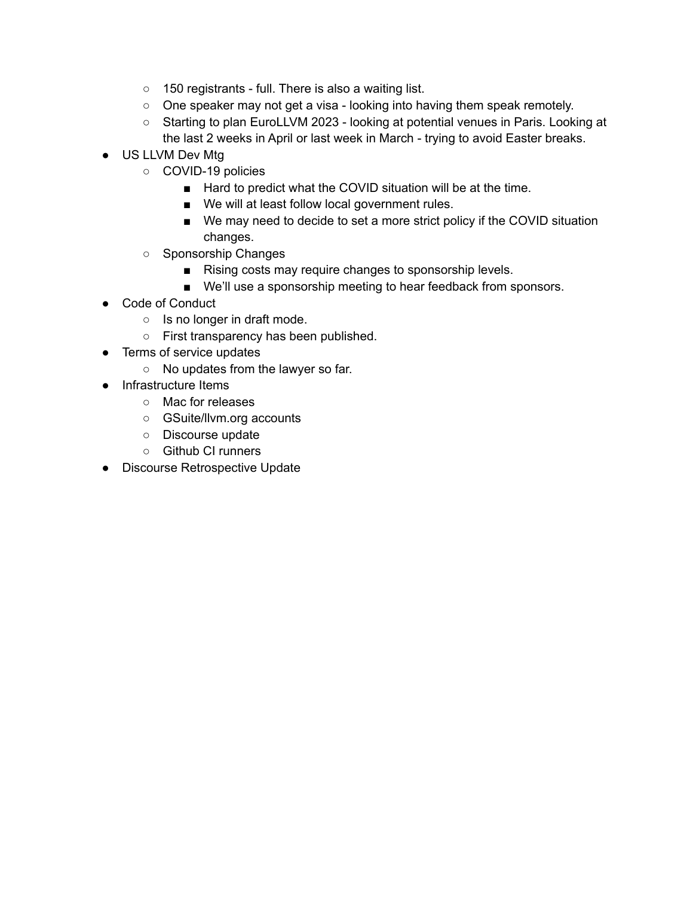- 150 registrants - full. There is also a waiting list.
    - One speaker may not get a visa - looking into having them speak remotely.
    - Starting to plan EuroLLVM 2023 - looking at potential venues in Paris. Looking at the last 2 weeks in April or last week in March - trying to avoid Easter breaks.
- US LLVM Dev Mtg
    - COVID-19 policies
        - Hard to predict what the COVID situation will be at the time.
        - We will at least follow local government rules.
        - We may need to decide to set a more strict policy if the COVID situation changes.
    - Sponsorship Changes
        - Rising costs may require changes to sponsorship levels.
        - We'll use a sponsorship meeting to hear feedback from sponsors.
- Code of Conduct
    - Is no longer in draft mode.
    - First transparency has been published.
- Terms of service updates
    - No updates from the lawyer so far.
- Infrastructure Items
    - Mac for releases
    - GSuite/llvm.org accounts
    - Discourse update
    - Github CI runners
- Discourse Retrospective Update